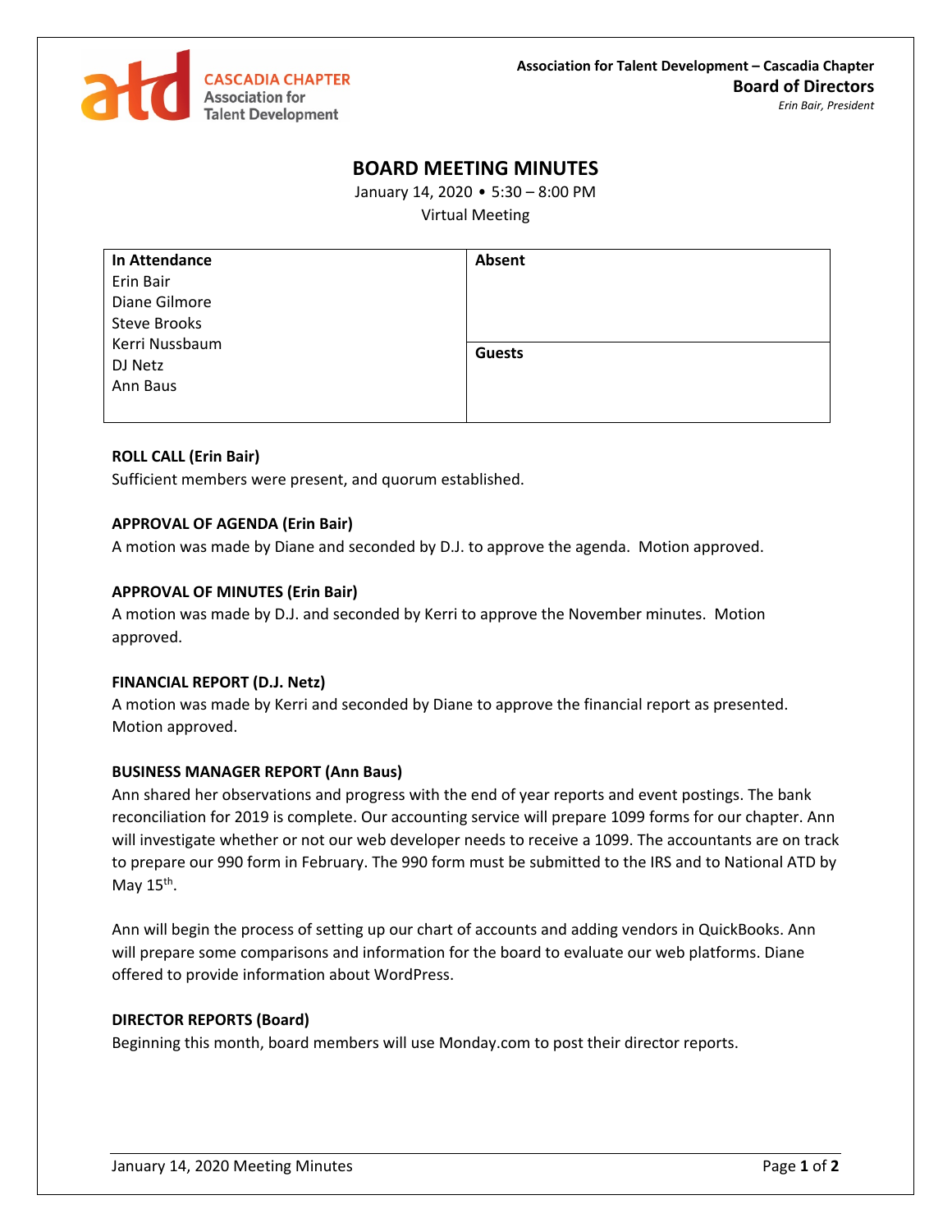CASCADIA CHAPTER
Association for Talent Development

**Association for Talent Development – Cascadia Chapter**
**Board of Directors**
*Erin Bair, President*

# BOARD MEETING MINUTES

January 14, 2020 • 5:30 – 8:00 PM
Virtual Meeting

| In Attendance | Absent |
|---|---|
| Erin Bair<br>Diane Gilmore<br>Steve Brooks<br>Kerri Nussbaum<br>DJ Netz<br>Ann Baus | |
| | **Guests** |

**ROLL CALL (Erin Bair)**
Sufficient members were present, and quorum established.

**APPROVAL OF AGENDA (Erin Bair)**
A motion was made by Diane and seconded by D.J. to approve the agenda. Motion approved.

**APPROVAL OF MINUTES (Erin Bair)**
A motion was made by D.J. and seconded by Kerri to approve the November minutes. Motion approved.

**FINANCIAL REPORT (D.J. Netz)**
A motion was made by Kerri and seconded by Diane to approve the financial report as presented. Motion approved.

**BUSINESS MANAGER REPORT (Ann Baus)**
Ann shared her observations and progress with the end of year reports and event postings. The bank reconciliation for 2019 is complete. Our accounting service will prepare 1099 forms for our chapter. Ann will investigate whether or not our web developer needs to receive a 1099. The accountants are on track to prepare our 990 form in February. The 990 form must be submitted to the IRS and to National ATD by May 15th.

Ann will begin the process of setting up our chart of accounts and adding vendors in QuickBooks. Ann will prepare some comparisons and information for the board to evaluate our web platforms. Diane offered to provide information about WordPress.

**DIRECTOR REPORTS (Board)**
Beginning this month, board members will use Monday.com to post their director reports.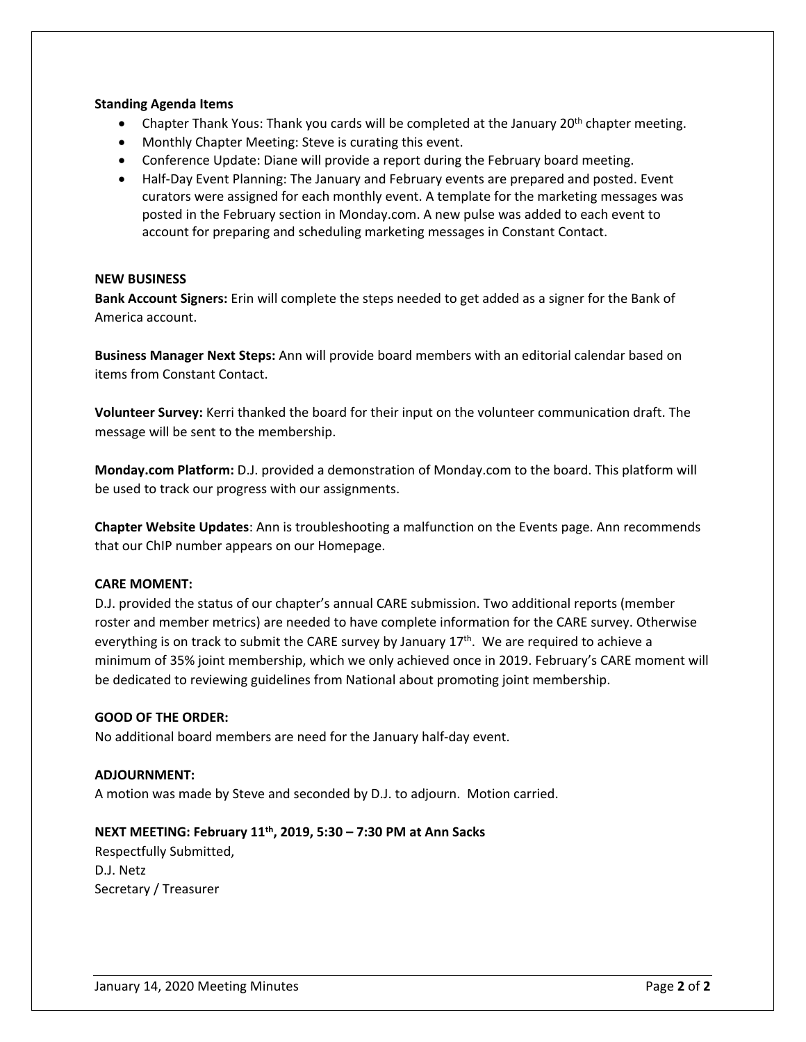**Standing Agenda Items**

- Chapter Thank Yous: Thank you cards will be completed at the January 20th chapter meeting.
- Monthly Chapter Meeting: Steve is curating this event.
- Conference Update: Diane will provide a report during the February board meeting.
- Half-Day Event Planning: The January and February events are prepared and posted. Event curators were assigned for each monthly event. A template for the marketing messages was posted in the February section in Monday.com. A new pulse was added to each event to account for preparing and scheduling marketing messages in Constant Contact.

**NEW BUSINESS**

**Bank Account Signers:** Erin will complete the steps needed to get added as a signer for the Bank of America account.

**Business Manager Next Steps:** Ann will provide board members with an editorial calendar based on items from Constant Contact.

**Volunteer Survey:** Kerri thanked the board for their input on the volunteer communication draft. The message will be sent to the membership.

**Monday.com Platform:** D.J. provided a demonstration of Monday.com to the board. This platform will be used to track our progress with our assignments.

**Chapter Website Updates**: Ann is troubleshooting a malfunction on the Events page. Ann recommends that our ChIP number appears on our Homepage.

**CARE MOMENT:**

D.J. provided the status of our chapter's annual CARE submission. Two additional reports (member roster and member metrics) are needed to have complete information for the CARE survey. Otherwise everything is on track to submit the CARE survey by January 17th. We are required to achieve a minimum of 35% joint membership, which we only achieved once in 2019. February's CARE moment will be dedicated to reviewing guidelines from National about promoting joint membership.

**GOOD OF THE ORDER:**

No additional board members are need for the January half-day event.

**ADJOURNMENT:**

A motion was made by Steve and seconded by D.J. to adjourn. Motion carried.

**NEXT MEETING: February 11th, 2019, 5:30 – 7:30 PM at Ann Sacks**

Respectfully Submitted,
D.J. Netz
Secretary / Treasurer